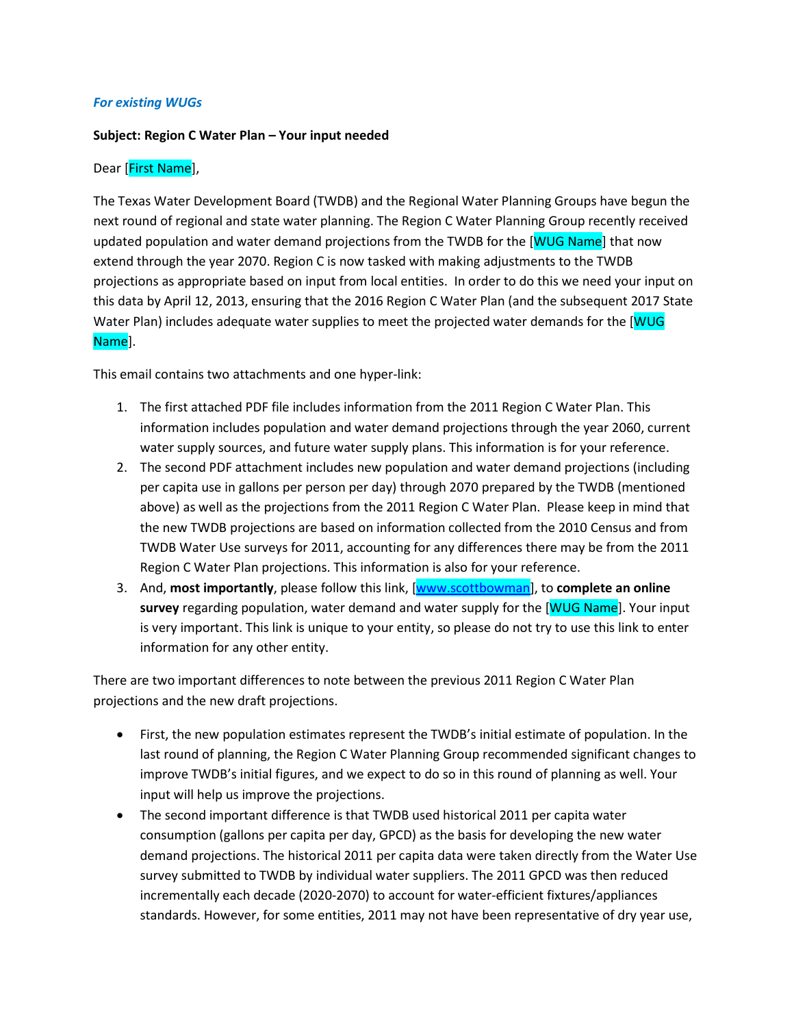*For existing WUGs*

**Subject: Region C Water Plan – Your input needed**

Dear [First Name],

The Texas Water Development Board (TWDB) and the Regional Water Planning Groups have begun the next round of regional and state water planning. The Region C Water Planning Group recently received updated population and water demand projections from the TWDB for the [WUG Name] that now extend through the year 2070. Region C is now tasked with making adjustments to the TWDB projections as appropriate based on input from local entities. In order to do this we need your input on this data by April 12, 2013, ensuring that the 2016 Region C Water Plan (and the subsequent 2017 State Water Plan) includes adequate water supplies to meet the projected water demands for the [WUG Name].

This email contains two attachments and one hyper-link:

1. The first attached PDF file includes information from the 2011 Region C Water Plan. This information includes population and water demand projections through the year 2060, current water supply sources, and future water supply plans. This information is for your reference.
2. The second PDF attachment includes new population and water demand projections (including per capita use in gallons per person per day) through 2070 prepared by the TWDB (mentioned above) as well as the projections from the 2011 Region C Water Plan. Please keep in mind that the new TWDB projections are based on information collected from the 2010 Census and from TWDB Water Use surveys for 2011, accounting for any differences there may be from the 2011 Region C Water Plan projections. This information is also for your reference.
3. And, **most importantly**, please follow this link, [www.scottbowman], to **complete an online survey** regarding population, water demand and water supply for the [WUG Name]. Your input is very important. This link is unique to your entity, so please do not try to use this link to enter information for any other entity.

There are two important differences to note between the previous 2011 Region C Water Plan projections and the new draft projections.

- First, the new population estimates represent the TWDB's initial estimate of population. In the last round of planning, the Region C Water Planning Group recommended significant changes to improve TWDB's initial figures, and we expect to do so in this round of planning as well. Your input will help us improve the projections.
- The second important difference is that TWDB used historical 2011 per capita water consumption (gallons per capita per day, GPCD) as the basis for developing the new water demand projections. The historical 2011 per capita data were taken directly from the Water Use survey submitted to TWDB by individual water suppliers. The 2011 GPCD was then reduced incrementally each decade (2020-2070) to account for water-efficient fixtures/appliances standards. However, for some entities, 2011 may not have been representative of dry year use,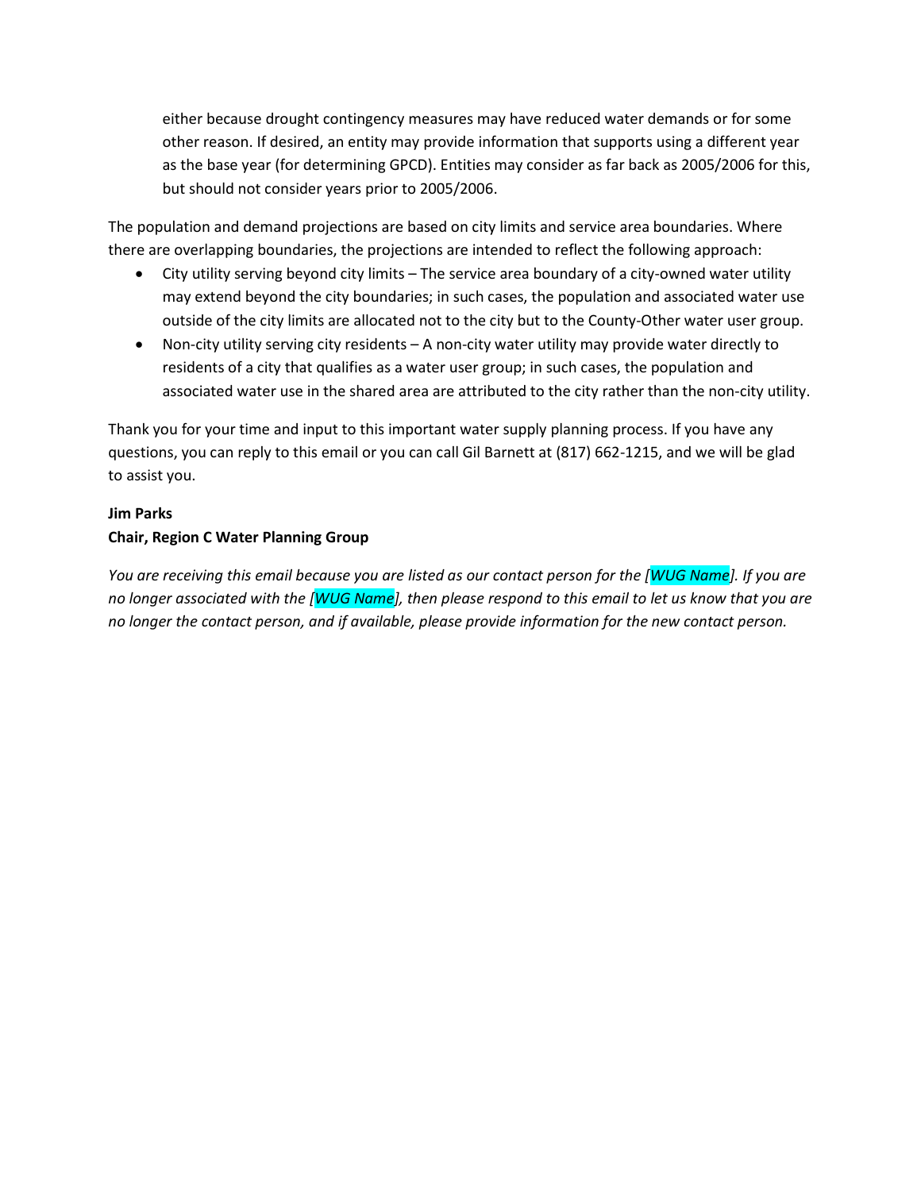either because drought contingency measures may have reduced water demands or for some other reason. If desired, an entity may provide information that supports using a different year as the base year (for determining GPCD). Entities may consider as far back as 2005/2006 for this, but should not consider years prior to 2005/2006.

The population and demand projections are based on city limits and service area boundaries. Where there are overlapping boundaries, the projections are intended to reflect the following approach:

- City utility serving beyond city limits – The service area boundary of a city-owned water utility may extend beyond the city boundaries; in such cases, the population and associated water use outside of the city limits are allocated not to the city but to the County-Other water user group.
- Non-city utility serving city residents – A non-city water utility may provide water directly to residents of a city that qualifies as a water user group; in such cases, the population and associated water use in the shared area are attributed to the city rather than the non-city utility.

Thank you for your time and input to this important water supply planning process. If you have any questions, you can reply to this email or you can call Gil Barnett at (817) 662-1215, and we will be glad to assist you.

**Jim Parks**
**Chair, Region C Water Planning Group**

*You are receiving this email because you are listed as our contact person for the [WUG Name]. If you are no longer associated with the [WUG Name], then please respond to this email to let us know that you are no longer the contact person, and if available, please provide information for the new contact person.*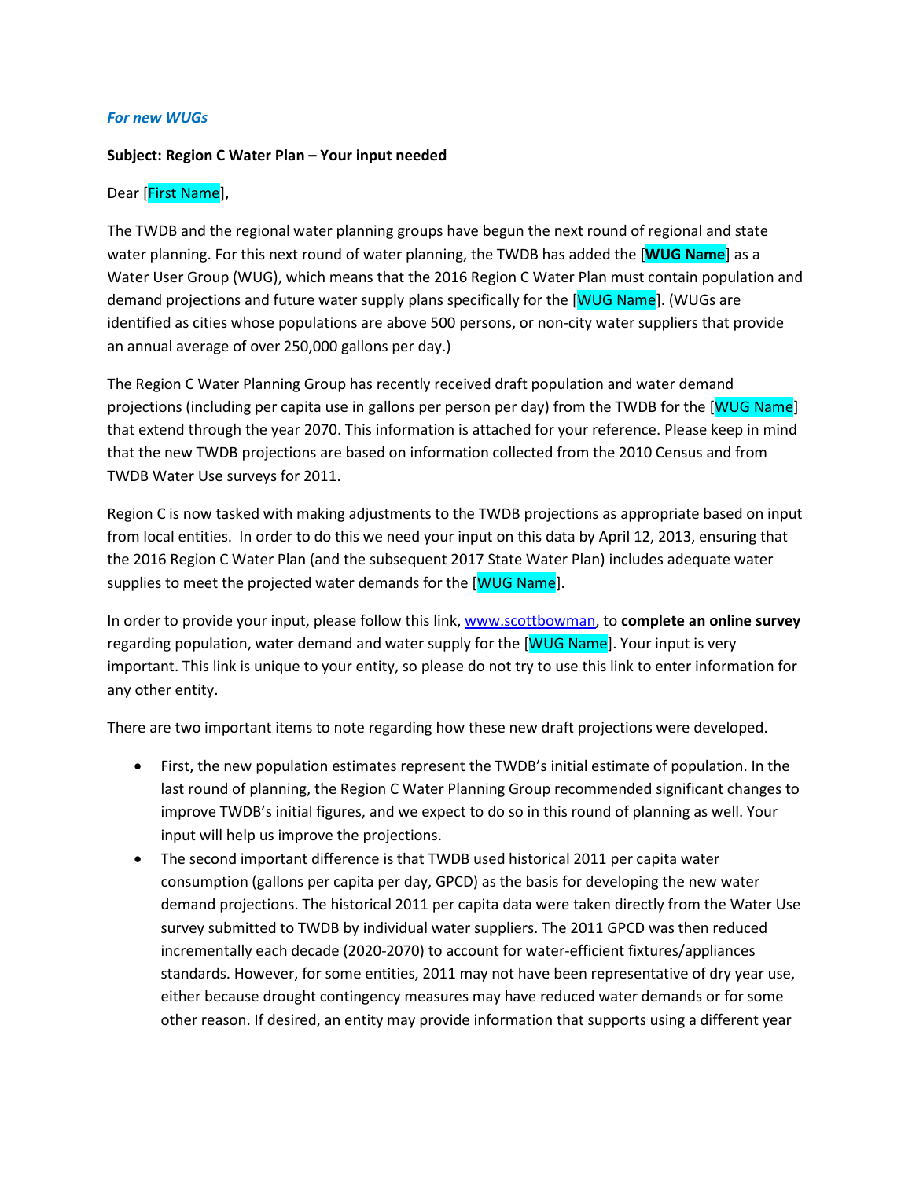***For new WUGs***

**Subject: Region C Water Plan – Your input needed**

Dear [First Name],

The TWDB and the regional water planning groups have begun the next round of regional and state water planning. For this next round of water planning, the TWDB has added the [**WUG Name**] as a Water User Group (WUG), which means that the 2016 Region C Water Plan must contain population and demand projections and future water supply plans specifically for the [WUG Name]. (WUGs are identified as cities whose populations are above 500 persons, or non-city water suppliers that provide an annual average of over 250,000 gallons per day.)

The Region C Water Planning Group has recently received draft population and water demand projections (including per capita use in gallons per person per day) from the TWDB for the [WUG Name] that extend through the year 2070. This information is attached for your reference. Please keep in mind that the new TWDB projections are based on information collected from the 2010 Census and from TWDB Water Use surveys for 2011.

Region C is now tasked with making adjustments to the TWDB projections as appropriate based on input from local entities. In order to do this we need your input on this data by April 12, 2013, ensuring that the 2016 Region C Water Plan (and the subsequent 2017 State Water Plan) includes adequate water supplies to meet the projected water demands for the [WUG Name].

In order to provide your input, please follow this link, www.scottbowman, to **complete an online survey** regarding population, water demand and water supply for the [WUG Name]. Your input is very important. This link is unique to your entity, so please do not try to use this link to enter information for any other entity.

There are two important items to note regarding how these new draft projections were developed.

- First, the new population estimates represent the TWDB's initial estimate of population. In the last round of planning, the Region C Water Planning Group recommended significant changes to improve TWDB's initial figures, and we expect to do so in this round of planning as well. Your input will help us improve the projections.
- The second important difference is that TWDB used historical 2011 per capita water consumption (gallons per capita per day, GPCD) as the basis for developing the new water demand projections. The historical 2011 per capita data were taken directly from the Water Use survey submitted to TWDB by individual water suppliers. The 2011 GPCD was then reduced incrementally each decade (2020-2070) to account for water-efficient fixtures/appliances standards. However, for some entities, 2011 may not have been representative of dry year use, either because drought contingency measures may have reduced water demands or for some other reason. If desired, an entity may provide information that supports using a different year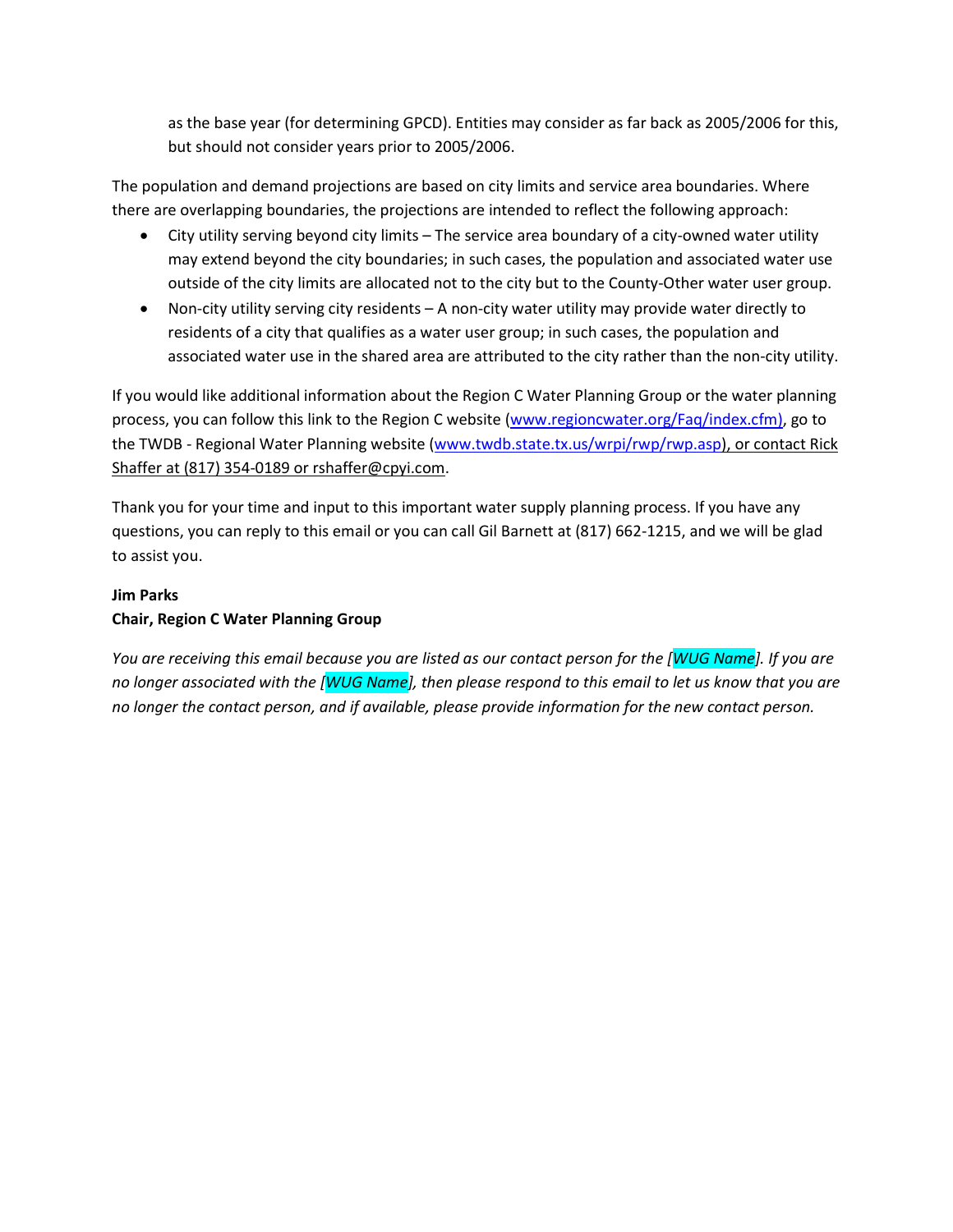as the base year (for determining GPCD). Entities may consider as far back as 2005/2006 for this, but should not consider years prior to 2005/2006.

The population and demand projections are based on city limits and service area boundaries. Where there are overlapping boundaries, the projections are intended to reflect the following approach:

- City utility serving beyond city limits – The service area boundary of a city-owned water utility may extend beyond the city boundaries; in such cases, the population and associated water use outside of the city limits are allocated not to the city but to the County-Other water user group.
- Non-city utility serving city residents – A non-city water utility may provide water directly to residents of a city that qualifies as a water user group; in such cases, the population and associated water use in the shared area are attributed to the city rather than the non-city utility.

If you would like additional information about the Region C Water Planning Group or the water planning process, you can follow this link to the Region C website (www.regioncwater.org/Faq/index.cfm), go to the TWDB - Regional Water Planning website (www.twdb.state.tx.us/wrpi/rwp/rwp.asp), or contact Rick Shaffer at (817) 354-0189 or rshaffer@cpyi.com.

Thank you for your time and input to this important water supply planning process. If you have any questions, you can reply to this email or you can call Gil Barnett at (817) 662-1215, and we will be glad to assist you.

**Jim Parks**
**Chair, Region C Water Planning Group**

*You are receiving this email because you are listed as our contact person for the [WUG Name]. If you are no longer associated with the [WUG Name], then please respond to this email to let us know that you are no longer the contact person, and if available, please provide information for the new contact person.*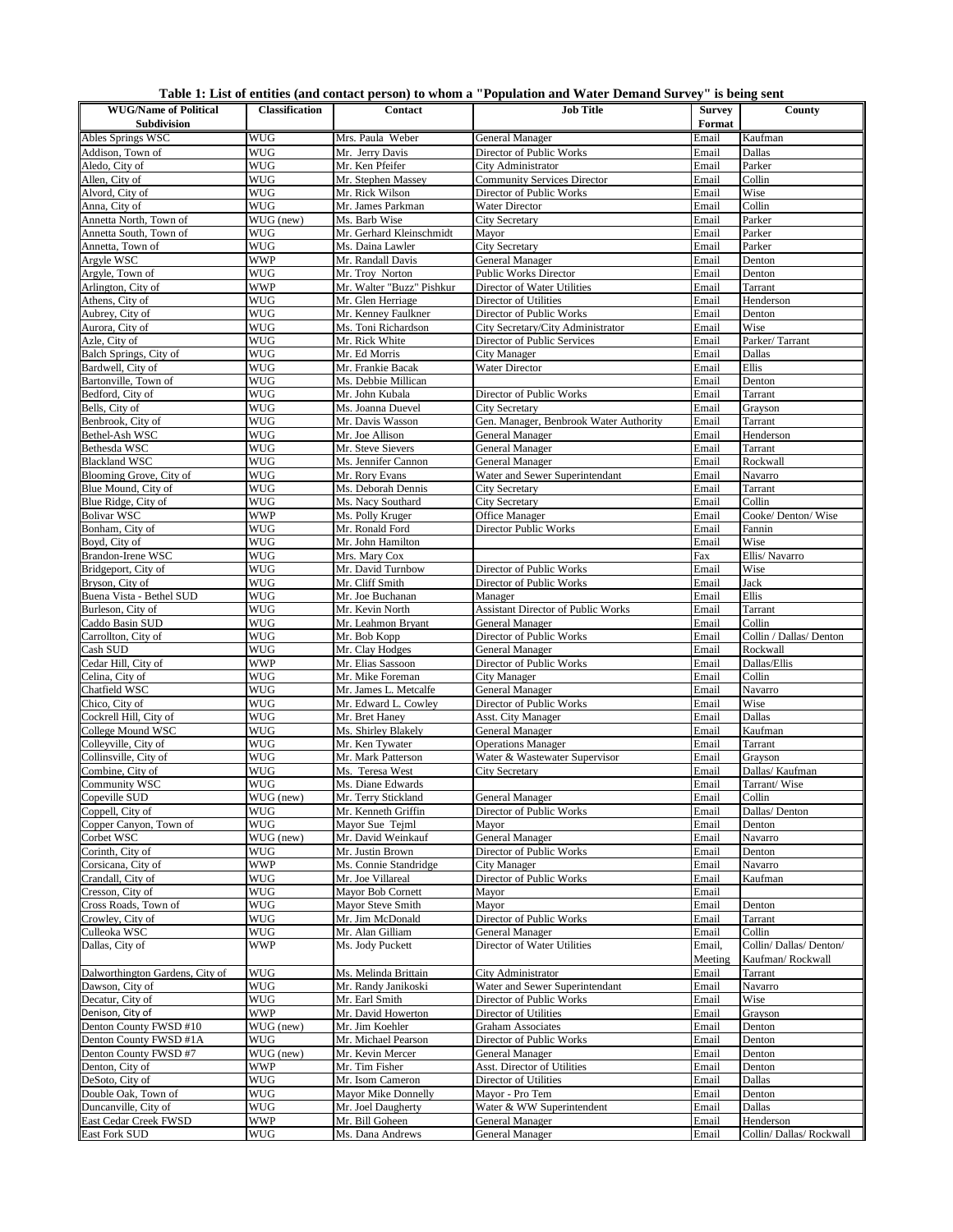**Table 1: List of entities (and contact person) to whom a "Population and Water Demand Survey" is being sent**

| WUG/Name of Political Subdivision | Classification | Contact | Job Title | Survey Format | County |
|---|---|---|---|---|---|
| Ables Springs WSC | WUG | Mrs. Paula Weber | General Manager | Email | Kaufman |
| Addison, Town of | WUG | Mr. Jerry Davis | Director of Public Works | Email | Dallas |
| Aledo, City of | WUG | Mr. Ken Pfeifer | City Administrator | Email | Parker |
| Allen, City of | WUG | Mr. Stephen Massey | Community Services Director | Email | Collin |
| Alvord, City of | WUG | Mr. Rick Wilson | Director of Public Works | Email | Wise |
| Anna, City of | WUG | Mr. James Parkman | Water Director | Email | Collin |
| Annetta North, Town of | WUG (new) | Ms. Barb Wise | City Secretary | Email | Parker |
| Annetta South, Town of | WUG | Mr. Gerhard Kleinschmidt | Mayor | Email | Parker |
| Annetta, Town of | WUG | Ms. Daina Lawler | City Secretary | Email | Parker |
| Argyle WSC | WWP | Mr. Randall Davis | General Manager | Email | Denton |
| Argyle, Town of | WUG | Mr. Troy Norton | Public Works Director | Email | Denton |
| Arlington, City of | WWP | Mr. Walter "Buzz" Pishkur | Director of Water Utilities | Email | Tarrant |
| Athens, City of | WUG | Mr. Glen Herriage | Director of Utilities | Email | Henderson |
| Aubrey, City of | WUG | Mr. Kenney Faulkner | Director of Public Works | Email | Denton |
| Aurora, City of | WUG | Ms. Toni Richardson | City Secretary/City Administrator | Email | Wise |
| Azle, City of | WUG | Mr. Rick White | Director of Public Services | Email | Parker/ Tarrant |
| Balch Springs, City of | WUG | Mr. Ed Morris | City Manager | Email | Dallas |
| Bardwell, City of | WUG | Mr. Frankie Bacak | Water Director | Email | Ellis |
| Bartonville, Town of | WUG | Ms. Debbie Millican | | Email | Denton |
| Bedford, City of | WUG | Mr. John Kubala | Director of Public Works | Email | Tarrant |
| Bells, City of | WUG | Ms. Joanna Duevel | City Secretary | Email | Grayson |
| Benbrook, City of | WUG | Mr. Davis Wasson | Gen. Manager, Benbrook Water Authority | Email | Tarrant |
| Bethel-Ash WSC | WUG | Mr. Joe Allison | General Manager | Email | Henderson |
| Bethesda WSC | WUG | Mr. Steve Sievers | General Manager | Email | Tarrant |
| Blackland WSC | WUG | Ms. Jennifer Cannon | General Manager | Email | Rockwall |
| Blooming Grove, City of | WUG | Mr. Rory Evans | Water and Sewer Superintendant | Email | Navarro |
| Blue Mound, City of | WUG | Ms. Deborah Dennis | City Secretary | Email | Tarrant |
| Blue Ridge, City of | WUG | Ms. Nacy Southard | City Secretary | Email | Collin |
| Bolivar WSC | WWP | Ms. Polly Kruger | Office Manager | Email | Cooke/ Denton/ Wise |
| Bonham, City of | WUG | Mr. Ronald Ford | Director Public Works | Email | Fannin |
| Boyd, City of | WUG | Mr. John Hamilton | | Email | Wise |
| Brandon-Irene WSC | WUG | Mrs. Mary Cox | | Fax | Ellis/ Navarro |
| Bridgeport, City of | WUG | Mr. David Turnbow | Director of Public Works | Email | Wise |
| Bryson, City of | WUG | Mr. Cliff Smith | Director of Public Works | Email | Jack |
| Buena Vista - Bethel SUD | WUG | Mr. Joe Buchanan | Manager | Email | Ellis |
| Burleson, City of | WUG | Mr. Kevin North | Assistant Director of Public Works | Email | Tarrant |
| Caddo Basin SUD | WUG | Mr. Leahmon Bryant | General Manager | Email | Collin |
| Carrollton, City of | WUG | Mr. Bob Kopp | Director of Public Works | Email | Collin / Dallas/ Denton |
| Cash SUD | WUG | Mr. Clay Hodges | General Manager | Email | Rockwall |
| Cedar Hill, City of | WWP | Mr. Elias Sassoon | Director of Public Works | Email | Dallas/Ellis |
| Celina, City of | WUG | Mr. Mike Foreman | City Manager | Email | Collin |
| Chatfield WSC | WUG | Mr. James L. Metcalfe | General Manager | Email | Navarro |
| Chico, City of | WUG | Mr. Edward L. Cowley | Director of Public Works | Email | Wise |
| Cockrell Hill, City of | WUG | Mr. Bret Haney | Asst. City Manager | Email | Dallas |
| College Mound WSC | WUG | Ms. Shirley Blakely | General Manager | Email | Kaufman |
| Colleyville, City of | WUG | Mr. Ken Tywater | Operations Manager | Email | Tarrant |
| Collinsville, City of | WUG | Mr. Mark Patterson | Water & Wastewater Supervisor | Email | Grayson |
| Combine, City of | WUG | Ms. Teresa West | City Secretary | Email | Dallas/ Kaufman |
| Community WSC | WUG | Ms. Diane Edwards | | Email | Tarrant/ Wise |
| Copeville SUD | WUG (new) | Mr. Terry Stickland | General Manager | Email | Collin |
| Coppell, City of | WUG | Mr. Kenneth Griffin | Director of Public Works | Email | Dallas/ Denton |
| Copper Canyon, Town of | WUG | Mayor Sue Tejml | Mayor | Email | Denton |
| Corbet WSC | WUG (new) | Mr. David Weinkauf | General Manager | Email | Navarro |
| Corinth, City of | WUG | Mr. Justin Brown | Director of Public Works | Email | Denton |
| Corsicana, City of | WWP | Ms. Connie Standridge | City Manager | Email | Navarro |
| Crandall, City of | WUG | Mr. Joe Villareal | Director of Public Works | Email | Kaufman |
| Cresson, City of | WUG | Mayor Bob Cornett | Mayor | Email | |
| Cross Roads, Town of | WUG | Mayor Steve Smith | Mayor | Email | Denton |
| Crowley, City of | WUG | Mr. Jim McDonald | Director of Public Works | Email | Tarrant |
| Culleoka WSC | WUG | Mr. Alan Gilliam | General Manager | Email | Collin |
| Dallas, City of | WWP | Ms. Jody Puckett | Director of Water Utilities | Email, Meeting | Collin/ Dallas/ Denton/ Kaufman/ Rockwall |
| Dalworthington Gardens, City of | WUG | Ms. Melinda Brittain | City Administrator | Email | Tarrant |
| Dawson, City of | WUG | Mr. Randy Janikoski | Water and Sewer Superintendant | Email | Navarro |
| Decatur, City of | WUG | Mr. Earl Smith | Director of Public Works | Email | Wise |
| Denison, City of | WWP | Mr. David Howerton | Director of Utilities | Email | Grayson |
| Denton County FWSD #10 | WUG (new) | Mr. Jim Koehler | Graham Associates | Email | Denton |
| Denton County FWSD #1A | WUG | Mr. Michael Pearson | Director of Public Works | Email | Denton |
| Denton County FWSD #7 | WUG (new) | Mr. Kevin Mercer | General Manager | Email | Denton |
| Denton, City of | WWP | Mr. Tim Fisher | Asst. Director of Utilities | Email | Denton |
| DeSoto, City of | WUG | Mr. Isom Cameron | Director of Utilities | Email | Dallas |
| Double Oak, Town of | WUG | Mayor Mike Donnelly | Mayor - Pro Tem | Email | Denton |
| Duncanville, City of | WUG | Mr. Joel Daugherty | Water & WW Superintendent | Email | Dallas |
| East Cedar Creek FWSD | WWP | Mr. Bill Goheen | General Manager | Email | Henderson |
| East Fork SUD | WUG | Ms. Dana Andrews | General Manager | Email | Collin/ Dallas/ Rockwall |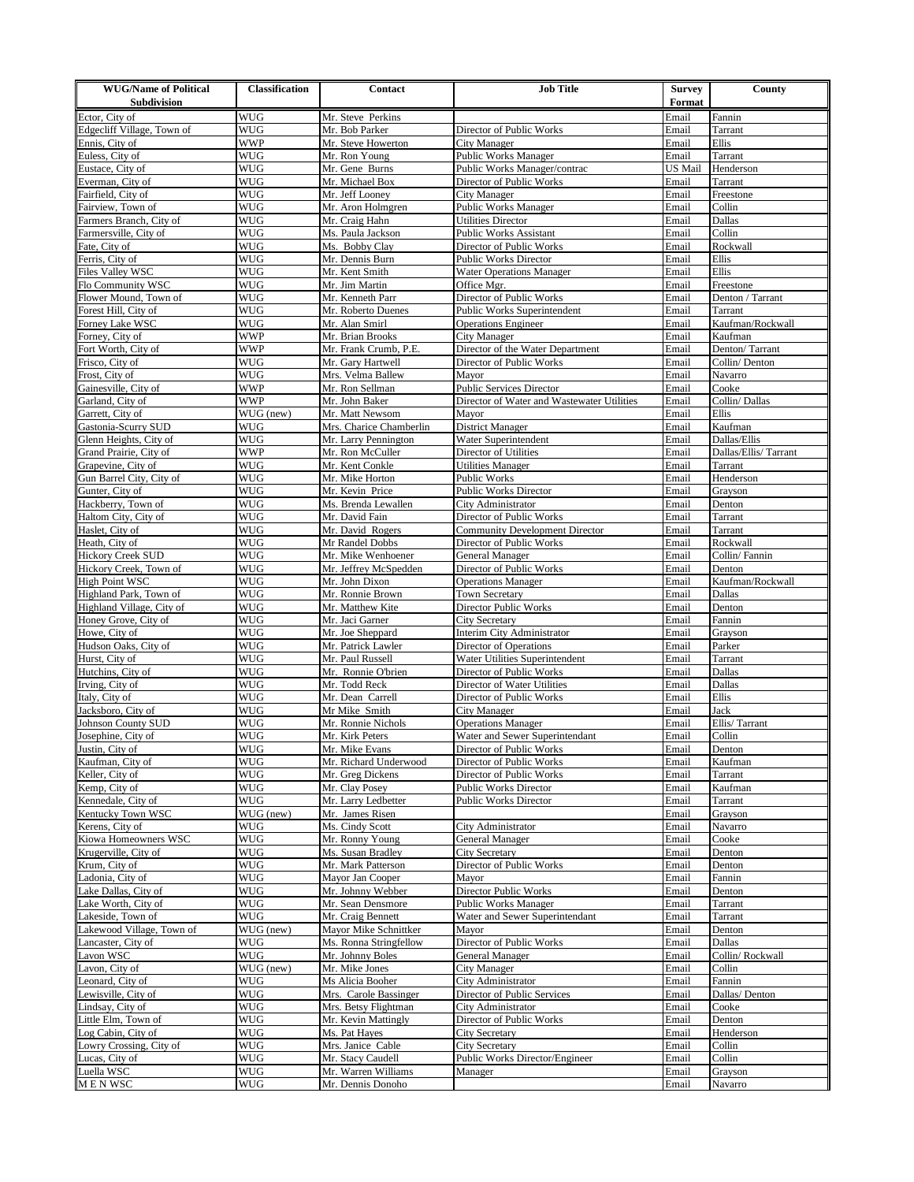| WUG/Name of Political Subdivision | Classification | Contact | Job Title | Survey Format | County |
|---|---|---|---|---|---|
| Ector, City of | WUG | Mr. Steve Perkins | | Email | Fannin |
| Edgecliff Village, Town of | WUG | Mr. Bob Parker | Director of Public Works | Email | Tarrant |
| Ennis, City of | WWP | Mr. Steve Howerton | City Manager | Email | Ellis |
| Euless, City of | WUG | Mr. Ron Young | Public Works Manager | Email | Tarrant |
| Eustace, City of | WUG | Mr. Gene Burns | Public Works Manager/contrac | US Mail | Henderson |
| Everman, City of | WUG | Mr. Michael Box | Director of Public Works | Email | Tarrant |
| Fairfield, City of | WUG | Mr. Jeff Looney | City Manager | Email | Freestone |
| Fairview, Town of | WUG | Mr. Aron Holmgren | Public Works Manager | Email | Collin |
| Farmers Branch, City of | WUG | Mr. Craig Hahn | Utilities Director | Email | Dallas |
| Farmersville, City of | WUG | Ms. Paula Jackson | Public Works Assistant | Email | Collin |
| Fate, City of | WUG | Ms. Bobby Clay | Director of Public Works | Email | Rockwall |
| Ferris, City of | WUG | Mr. Dennis Burn | Public Works Director | Email | Ellis |
| Files Valley WSC | WUG | Mr. Kent Smith | Water Operations Manager | Email | Ellis |
| Flo Community WSC | WUG | Mr. Jim Martin | Office Mgr. | Email | Freestone |
| Flower Mound, Town of | WUG | Mr. Kenneth Parr | Director of Public Works | Email | Denton / Tarrant |
| Forest Hill, City of | WUG | Mr. Roberto Duenes | Public Works Superintendent | Email | Tarrant |
| Forney Lake WSC | WUG | Mr. Alan Smirl | Operations Engineer | Email | Kaufman/Rockwall |
| Forney, City of | WWP | Mr. Brian Brooks | City Manager | Email | Kaufman |
| Fort Worth, City of | WWP | Mr. Frank Crumb, P.E. | Director of the Water Department | Email | Denton/ Tarrant |
| Frisco, City of | WUG | Mr. Gary Hartwell | Director of Public Works | Email | Collin/ Denton |
| Frost, City of | WUG | Mrs. Velma Ballew | Mayor | Email | Navarro |
| Gainesville, City of | WWP | Mr. Ron Sellman | Public Services Director | Email | Cooke |
| Garland, City of | WWP | Mr. John Baker | Director of Water and Wastewater Utilities | Email | Collin/ Dallas |
| Garrett, City of | WUG (new) | Mr. Matt Newsom | Mayor | Email | Ellis |
| Gastonia-Scurry SUD | WUG | Mrs. Charice Chamberlin | District Manager | Email | Kaufman |
| Glenn Heights, City of | WUG | Mr. Larry Pennington | Water Superintendent | Email | Dallas/Ellis |
| Grand Prairie, City of | WWP | Mr. Ron McCuller | Director of Utilities | Email | Dallas/Ellis/ Tarrant |
| Grapevine, City of | WUG | Mr. Kent Conkle | Utilities Manager | Email | Tarrant |
| Gun Barrel City, City of | WUG | Mr. Mike Horton | Public Works | Email | Henderson |
| Gunter, City of | WUG | Mr. Kevin Price | Public Works Director | Email | Grayson |
| Hackberry, Town of | WUG | Ms. Brenda Lewallen | City Administrator | Email | Denton |
| Haltom City, City of | WUG | Mr. David Fain | Director of Public Works | Email | Tarrant |
| Haslet, City of | WUG | Mr. David Rogers | Community Development Director | Email | Tarrant |
| Heath, City of | WUG | Mr Randel Dobbs | Director of Public Works | Email | Rockwall |
| Hickory Creek SUD | WUG | Mr. Mike Wenhoener | General Manager | Email | Collin/ Fannin |
| Hickory Creek, Town of | WUG | Mr. Jeffrey McSpedden | Director of Public Works | Email | Denton |
| High Point WSC | WUG | Mr. John Dixon | Operations Manager | Email | Kaufman/Rockwall |
| Highland Park, Town of | WUG | Mr. Ronnie Brown | Town Secretary | Email | Dallas |
| Highland Village, City of | WUG | Mr. Matthew Kite | Director Public Works | Email | Denton |
| Honey Grove, City of | WUG | Mr. Jaci Garner | City Secretary | Email | Fannin |
| Howe, City of | WUG | Mr. Joe Sheppard | Interim City Administrator | Email | Grayson |
| Hudson Oaks, City of | WUG | Mr. Patrick Lawler | Director of Operations | Email | Parker |
| Hurst, City of | WUG | Mr. Paul Russell | Water Utilities Superintendent | Email | Tarrant |
| Hutchins, City of | WUG | Mr. Ronnie O'brien | Director of Public Works | Email | Dallas |
| Irving, City of | WUG | Mr. Todd Reck | Director of Water Utilities | Email | Dallas |
| Italy, City of | WUG | Mr. Dean Carrell | Director of Public Works | Email | Ellis |
| Jacksboro, City of | WUG | Mr Mike Smith | City Manager | Email | Jack |
| Johnson County SUD | WUG | Mr. Ronnie Nichols | Operations Manager | Email | Ellis/ Tarrant |
| Josephine, City of | WUG | Mr. Kirk Peters | Water and Sewer Superintendant | Email | Collin |
| Justin, City of | WUG | Mr. Mike Evans | Director of Public Works | Email | Denton |
| Kaufman, City of | WUG | Mr. Richard Underwood | Director of Public Works | Email | Kaufman |
| Keller, City of | WUG | Mr. Greg Dickens | Director of Public Works | Email | Tarrant |
| Kemp, City of | WUG | Mr. Clay Posey | Public Works Director | Email | Kaufman |
| Kennedale, City of | WUG | Mr. Larry Ledbetter | Public Works Director | Email | Tarrant |
| Kentucky Town WSC | WUG (new) | Mr. James Risen | | Email | Grayson |
| Kerens, City of | WUG | Ms. Cindy Scott | City Administrator | Email | Navarro |
| Kiowa Homeowners WSC | WUG | Mr. Ronny Young | General Manager | Email | Cooke |
| Krugerville, City of | WUG | Ms. Susan Bradley | City Secretary | Email | Denton |
| Krum, City of | WUG | Mr. Mark Patterson | Director of Public Works | Email | Denton |
| Ladonia, City of | WUG | Mayor Jan Cooper | Mayor | Email | Fannin |
| Lake Dallas, City of | WUG | Mr. Johnny Webber | Director Public Works | Email | Denton |
| Lake Worth, City of | WUG | Mr. Sean Densmore | Public Works Manager | Email | Tarrant |
| Lakeside, Town of | WUG | Mr. Craig Bennett | Water and Sewer Superintendant | Email | Tarrant |
| Lakewood Village, Town of | WUG (new) | Mayor Mike Schnittker | Mayor | Email | Denton |
| Lancaster, City of | WUG | Ms. Ronna Stringfellow | Director of Public Works | Email | Dallas |
| Lavon WSC | WUG | Mr. Johnny Boles | General Manager | Email | Collin/ Rockwall |
| Lavon, City of | WUG (new) | Mr. Mike Jones | City Manager | Email | Collin |
| Leonard, City of | WUG | Ms Alicia Booher | City Administrator | Email | Fannin |
| Lewisville, City of | WUG | Mrs. Carole Bassinger | Director of Public Services | Email | Dallas/ Denton |
| Lindsay, City of | WUG | Mrs. Betsy Flightman | City Administrator | Email | Cooke |
| Little Elm, Town of | WUG | Mr. Kevin Mattingly | Director of Public Works | Email | Denton |
| Log Cabin, City of | WUG | Ms. Pat Hayes | City Secretary | Email | Henderson |
| Lowry Crossing, City of | WUG | Mrs. Janice Cable | City Secretary | Email | Collin |
| Lucas, City of | WUG | Mr. Stacy Caudell | Public Works Director/Engineer | Email | Collin |
| Luella WSC | WUG | Mr. Warren Williams | Manager | Email | Grayson |
| M E N WSC | WUG | Mr. Dennis Donoho | | Email | Navarro |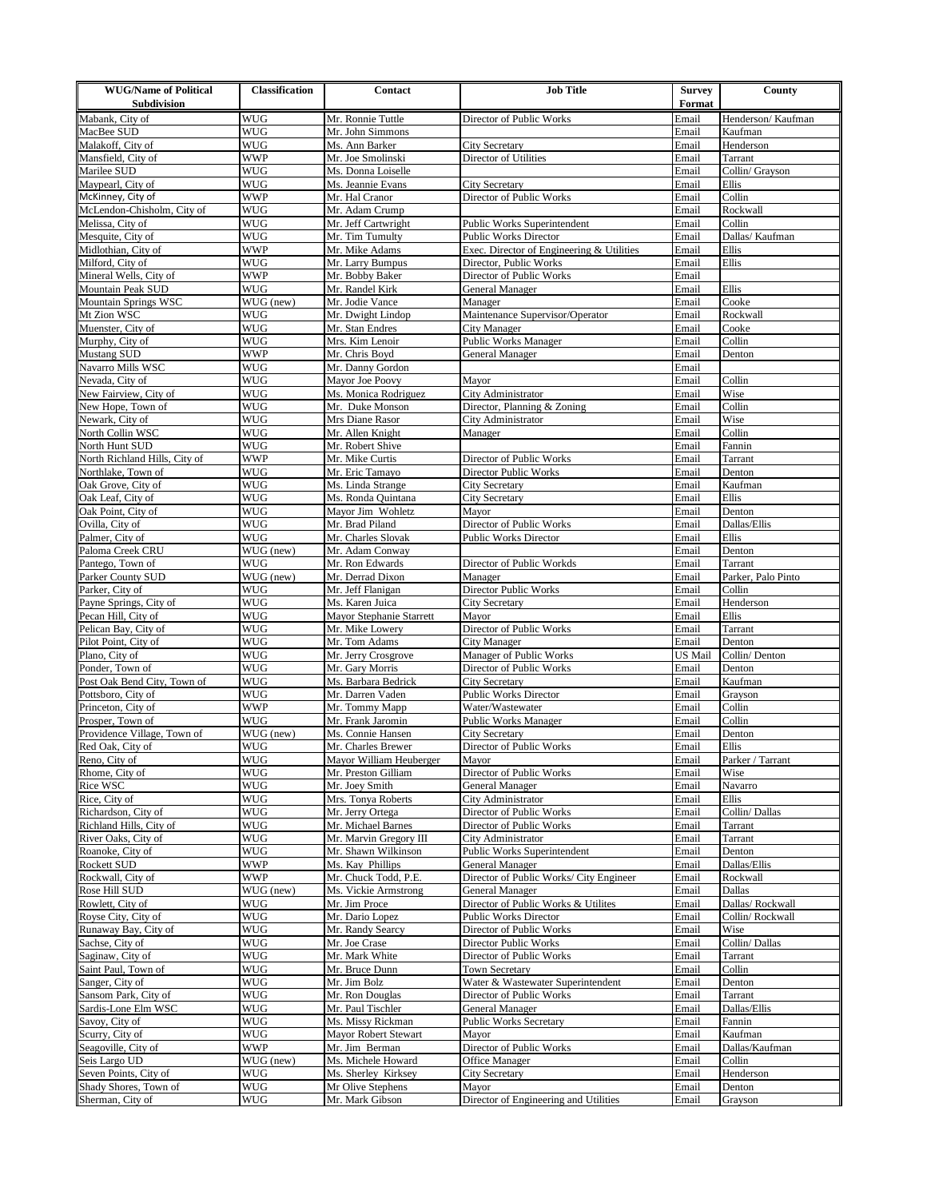| WUG/Name of Political Subdivision | Classification | Contact | Job Title | Survey Format | County |
|---|---|---|---|---|---|
| Mabank, City of | WUG | Mr. Ronnie Tuttle | Director of Public Works | Email | Henderson/ Kaufman |
| MacBee SUD | WUG | Mr. John Simmons | | Email | Kaufman |
| Malakoff, City of | WUG | Ms. Ann Barker | City Secretary | Email | Henderson |
| Mansfield, City of | WWP | Mr. Joe Smolinski | Director of Utilities | Email | Tarrant |
| Marilee SUD | WUG | Ms. Donna Loiselle | | Email | Collin/ Grayson |
| Maypearl, City of | WUG | Ms. Jeannie Evans | City Secretary | Email | Ellis |
| McKinney, City of | WWP | Mr. Hal Cranor | Director of Public Works | Email | Collin |
| McLendon-Chisholm, City of | WUG | Mr. Adam Crump | | Email | Rockwall |
| Melissa, City of | WUG | Mr. Jeff Cartwright | Public Works Superintendent | Email | Collin |
| Mesquite, City of | WUG | Mr. Tim Tumulty | Public Works Director | Email | Dallas/ Kaufman |
| Midlothian, City of | WWP | Mr. Mike Adams | Exec. Director of Engineering & Utilities | Email | Ellis |
| Milford, City of | WUG | Mr. Larry Bumpus | Director, Public Works | Email | Ellis |
| Mineral Wells, City of | WWP | Mr. Bobby Baker | Director of Public Works | Email | |
| Mountain Peak SUD | WUG | Mr. Randel Kirk | General Manager | Email | Ellis |
| Mountain Springs WSC | WUG (new) | Mr. Jodie Vance | Manager | Email | Cooke |
| Mt Zion WSC | WUG | Mr. Dwight Lindop | Maintenance Supervisor/Operator | Email | Rockwall |
| Muenster, City of | WUG | Mr. Stan Endres | City Manager | Email | Cooke |
| Murphy, City of | WUG | Mrs. Kim Lenoir | Public Works Manager | Email | Collin |
| Mustang SUD | WWP | Mr. Chris Boyd | General Manager | Email | Denton |
| Navarro Mills WSC | WUG | Mr. Danny Gordon | | Email | |
| Nevada, City of | WUG | Mayor Joe Poovy | Mayor | Email | Collin |
| New Fairview, City of | WUG | Ms. Monica Rodriguez | City Administrator | Email | Wise |
| New Hope, Town of | WUG | Mr. Duke Monson | Director, Planning & Zoning | Email | Collin |
| Newark, City of | WUG | Mrs Diane Rasor | City Administrator | Email | Wise |
| North Collin WSC | WUG | Mr. Allen Knight | Manager | Email | Collin |
| North Hunt SUD | WUG | Mr. Robert Shive | | Email | Fannin |
| North Richland Hills, City of | WWP | Mr. Mike Curtis | Director of Public Works | Email | Tarrant |
| Northlake, Town of | WUG | Mr. Eric Tamayo | Director Public Works | Email | Denton |
| Oak Grove, City of | WUG | Ms. Linda Strange | City Secretary | Email | Kaufman |
| Oak Leaf, City of | WUG | Ms. Ronda Quintana | City Secretary | Email | Ellis |
| Oak Point, City of | WUG | Mayor Jim Wohletz | Mayor | Email | Denton |
| Ovilla, City of | WUG | Mr. Brad Piland | Director of Public Works | Email | Dallas/Ellis |
| Palmer, City of | WUG | Mr. Charles Slovak | Public Works Director | Email | Ellis |
| Paloma Creek CRU | WUG (new) | Mr. Adam Conway | | Email | Denton |
| Pantego, Town of | WUG | Mr. Ron Edwards | Director of Public Workds | Email | Tarrant |
| Parker County SUD | WUG (new) | Mr. Derrad Dixon | Manager | Email | Parker, Palo Pinto |
| Parker, City of | WUG | Mr. Jeff Flanigan | Director Public Works | Email | Collin |
| Payne Springs, City of | WUG | Ms. Karen Juica | City Secretary | Email | Henderson |
| Pecan Hill, City of | WUG | Mayor Stephanie Starrett | Mayor | Email | Ellis |
| Pelican Bay, City of | WUG | Mr. Mike Lowery | Director of Public Works | Email | Tarrant |
| Pilot Point, City of | WUG | Mr. Tom Adams | City Manager | Email | Denton |
| Plano, City of | WUG | Mr. Jerry Crosgrove | Manager of Public Works | US Mail | Collin/ Denton |
| Ponder, Town of | WUG | Mr. Gary Morris | Director of Public Works | Email | Denton |
| Post Oak Bend City, Town of | WUG | Ms. Barbara Bedrick | City Secretary | Email | Kaufman |
| Pottsboro, City of | WUG | Mr. Darren Vaden | Public Works Director | Email | Grayson |
| Princeton, City of | WWP | Mr. Tommy Mapp | Water/Wastewater | Email | Collin |
| Prosper, Town of | WUG | Mr. Frank Jaromin | Public Works Manager | Email | Collin |
| Providence Village, Town of | WUG (new) | Ms. Connie Hansen | City Secretary | Email | Denton |
| Red Oak, City of | WUG | Mr. Charles Brewer | Director of Public Works | Email | Ellis |
| Reno, City of | WUG | Mayor William Heuberger | Mayor | Email | Parker / Tarrant |
| Rhome, City of | WUG | Mr. Preston Gilliam | Director of Public Works | Email | Wise |
| Rice WSC | WUG | Mr. Joey Smith | General Manager | Email | Navarro |
| Rice, City of | WUG | Mrs. Tonya Roberts | City Administrator | Email | Ellis |
| Richardson, City of | WUG | Mr. Jerry Ortega | Director of Public Works | Email | Collin/ Dallas |
| Richland Hills, City of | WUG | Mr. Michael Barnes | Director of Public Works | Email | Tarrant |
| River Oaks, City of | WUG | Mr. Marvin Gregory III | City Administrator | Email | Tarrant |
| Roanoke, City of | WUG | Mr. Shawn Wilkinson | Public Works Superintendent | Email | Denton |
| Rockett SUD | WWP | Ms. Kay Phillips | General Manager | Email | Dallas/Ellis |
| Rockwall, City of | WWP | Mr. Chuck Todd, P.E. | Director of Public Works/ City Engineer | Email | Rockwall |
| Rose Hill SUD | WUG (new) | Ms. Vickie Armstrong | General Manager | Email | Dallas |
| Rowlett, City of | WUG | Mr. Jim Proce | Director of Public Works & Utilites | Email | Dallas/ Rockwall |
| Royse City, City of | WUG | Mr. Dario Lopez | Public Works Director | Email | Collin/ Rockwall |
| Runaway Bay, City of | WUG | Mr. Randy Searcy | Director of Public Works | Email | Wise |
| Sachse, City of | WUG | Mr. Joe Crase | Director Public Works | Email | Collin/ Dallas |
| Saginaw, City of | WUG | Mr. Mark White | Director of Public Works | Email | Tarrant |
| Saint Paul, Town of | WUG | Mr. Bruce Dunn | Town Secretary | Email | Collin |
| Sanger, City of | WUG | Mr. Jim Bolz | Water & Wastewater Superintendent | Email | Denton |
| Sansom Park, City of | WUG | Mr. Ron Douglas | Director of Public Works | Email | Tarrant |
| Sardis-Lone Elm WSC | WUG | Mr. Paul Tischler | General Manager | Email | Dallas/Ellis |
| Savoy, City of | WUG | Ms. Missy Rickman | Public Works Secretary | Email | Fannin |
| Scurry, City of | WUG | Mayor Robert Stewart | Mayor | Email | Kaufman |
| Seagoville, City of | WWP | Mr. Jim Berman | Director of Public Works | Email | Dallas/Kaufman |
| Seis Largo UD | WUG (new) | Ms. Michele Howard | Office Manager | Email | Collin |
| Seven Points, City of | WUG | Ms. Sherley Kirksey | City Secretary | Email | Henderson |
| Shady Shores, Town of | WUG | Mr Olive Stephens | Mayor | Email | Denton |
| Sherman, City of | WUG | Mr. Mark Gibson | Director of Engineering and Utilities | Email | Grayson |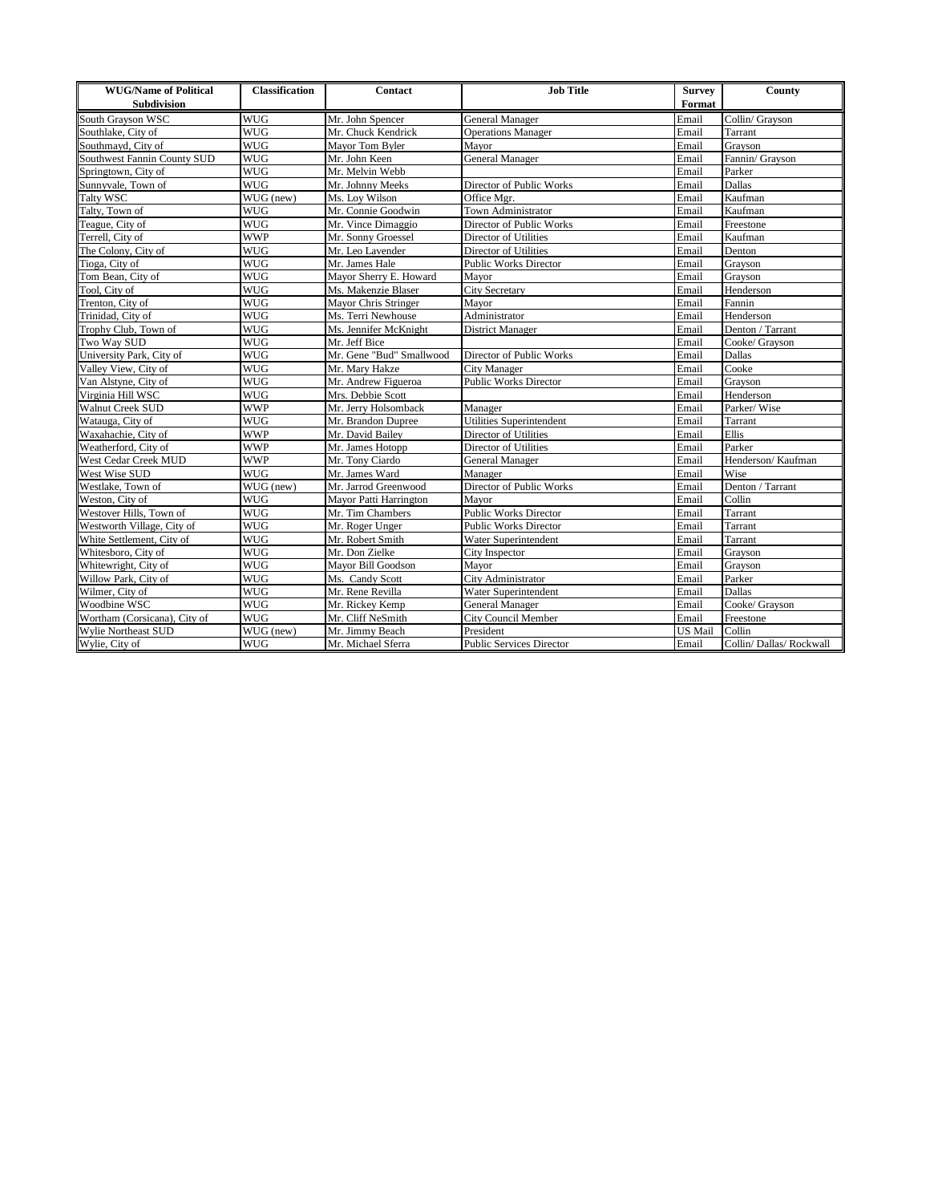| WUG/Name of Political Subdivision | Classification | Contact | Job Title | Survey Format | County |
|---|---|---|---|---|---|
| South Grayson WSC | WUG | Mr. John Spencer | General Manager | Email | Collin/ Grayson |
| Southlake, City of | WUG | Mr. Chuck Kendrick | Operations Manager | Email | Tarrant |
| Southmayd, City of | WUG | Mayor Tom Byler | Mayor | Email | Grayson |
| Southwest Fannin County SUD | WUG | Mr. John Keen | General Manager | Email | Fannin/ Grayson |
| Springtown, City of | WUG | Mr. Melvin Webb | | Email | Parker |
| Sunnyvale, Town of | WUG | Mr. Johnny Meeks | Director of Public Works | Email | Dallas |
| Talty WSC | WUG (new) | Ms. Loy Wilson | Office Mgr. | Email | Kaufman |
| Talty, Town of | WUG | Mr. Connie Goodwin | Town Administrator | Email | Kaufman |
| Teague, City of | WUG | Mr. Vince Dimaggio | Director of Public Works | Email | Freestone |
| Terrell, City of | WWP | Mr. Sonny Groessel | Director of Utilities | Email | Kaufman |
| The Colony, City of | WUG | Mr. Leo Lavender | Director of Utilities | Email | Denton |
| Tioga, City of | WUG | Mr. James Hale | Public Works Director | Email | Grayson |
| Tom Bean, City of | WUG | Mayor Sherry E. Howard | Mayor | Email | Grayson |
| Tool, City of | WUG | Ms. Makenzie Blaser | City Secretary | Email | Henderson |
| Trenton, City of | WUG | Mayor Chris Stringer | Mayor | Email | Fannin |
| Trinidad, City of | WUG | Ms. Terri Newhouse | Administrator | Email | Henderson |
| Trophy Club, Town of | WUG | Ms. Jennifer McKnight | District Manager | Email | Denton / Tarrant |
| Two Way SUD | WUG | Mr. Jeff Bice | | Email | Cooke/ Grayson |
| University Park, City of | WUG | Mr. Gene "Bud" Smallwood | Director of Public Works | Email | Dallas |
| Valley View, City of | WUG | Mr. Mary Hakze | City Manager | Email | Cooke |
| Van Alstyne, City of | WUG | Mr. Andrew Figueroa | Public Works Director | Email | Grayson |
| Virginia Hill WSC | WUG | Mrs. Debbie Scott | | Email | Henderson |
| Walnut Creek SUD | WWP | Mr. Jerry Holsomback | Manager | Email | Parker/ Wise |
| Watauga, City of | WUG | Mr. Brandon Dupree | Utilities Superintendent | Email | Tarrant |
| Waxahachie, City of | WWP | Mr. David Bailey | Director of Utilities | Email | Ellis |
| Weatherford, City of | WWP | Mr. James Hotopp | Director of Utilities | Email | Parker |
| West Cedar Creek MUD | WWP | Mr. Tony Ciardo | General Manager | Email | Henderson/ Kaufman |
| West Wise SUD | WUG | Mr. James Ward | Manager | Email | Wise |
| Westlake, Town of | WUG (new) | Mr. Jarrod Greenwood | Director of Public Works | Email | Denton / Tarrant |
| Weston, City of | WUG | Mayor Patti Harrington | Mayor | Email | Collin |
| Westover Hills, Town of | WUG | Mr. Tim Chambers | Public Works Director | Email | Tarrant |
| Westworth Village, City of | WUG | Mr. Roger Unger | Public Works Director | Email | Tarrant |
| White Settlement, City of | WUG | Mr. Robert Smith | Water Superintendent | Email | Tarrant |
| Whitesboro, City of | WUG | Mr. Don Zielke | City Inspector | Email | Grayson |
| Whitewright, City of | WUG | Mayor Bill Goodson | Mayor | Email | Grayson |
| Willow Park, City of | WUG | Ms. Candy Scott | City Administrator | Email | Parker |
| Wilmer, City of | WUG | Mr. Rene Revilla | Water Superintendent | Email | Dallas |
| Woodbine WSC | WUG | Mr. Rickey Kemp | General Manager | Email | Cooke/ Grayson |
| Wortham (Corsicana), City of | WUG | Mr. Cliff NeSmith | City Council Member | Email | Freestone |
| Wylie Northeast SUD | WUG (new) | Mr. Jimmy Beach | President | US Mail | Collin |
| Wylie, City of | WUG | Mr. Michael Sferra | Public Services Director | Email | Collin/ Dallas/ Rockwall |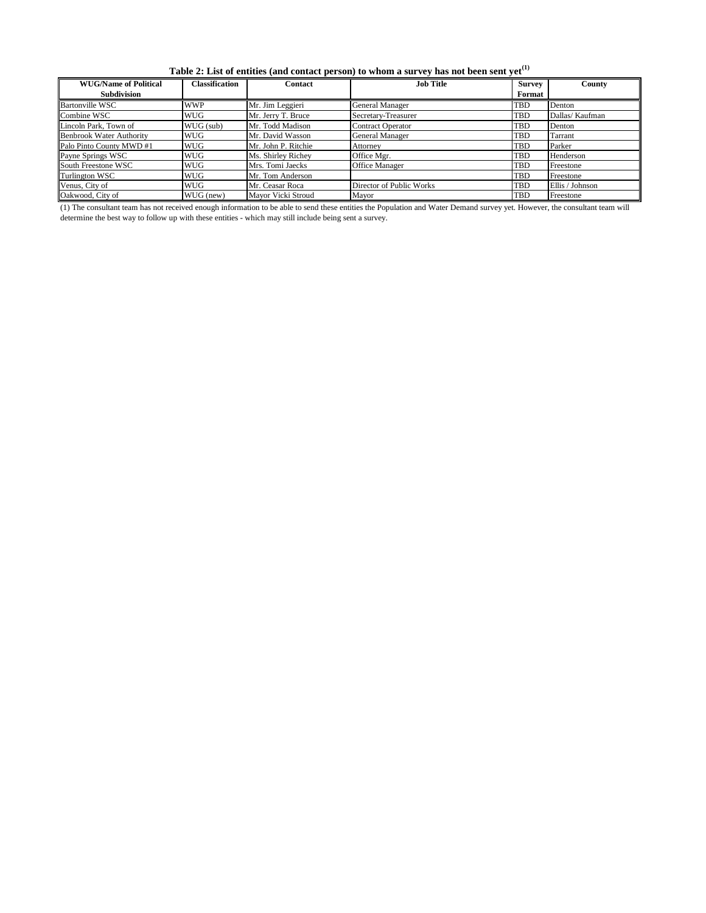**Table 2: List of entities (and contact person) to whom a survey has not been sent yet[1]**

| WUG/Name of Political Subdivision | Classification | Contact | Job Title | Survey Format | County |
|---|---|---|---|---|---|
| Bartonville WSC | WWP | Mr. Jim Leggieri | General Manager | TBD | Denton |
| Combine WSC | WUG | Mr. Jerry T. Bruce | Secretary-Treasurer | TBD | Dallas/ Kaufman |
| Lincoln Park, Town of | WUG (sub) | Mr. Todd Madison | Contract Operator | TBD | Denton |
| Benbrook Water Authority | WUG | Mr. David Wasson | General Manager | TBD | Tarrant |
| Palo Pinto County MWD #1 | WUG | Mr. John P. Ritchie | Attorney | TBD | Parker |
| Payne Springs WSC | WUG | Ms. Shirley Richey | Office Mgr. | TBD | Henderson |
| South Freestone WSC | WUG | Mrs. Tomi Jaecks | Office Manager | TBD | Freestone |
| Turlington WSC | WUG | Mr. Tom Anderson | | TBD | Freestone |
| Venus, City of | WUG | Mr. Ceasar Roca | Director of Public Works | TBD | Ellis / Johnson |
| Oakwood, City of | WUG (new) | Mayor Vicki Stroud | Mayor | TBD | Freestone |

(1) The consultant team has not received enough information to be able to send these entities the Population and Water Demand survey yet. However, the consultant team will determine the best way to follow up with these entities - which may still include being sent a survey.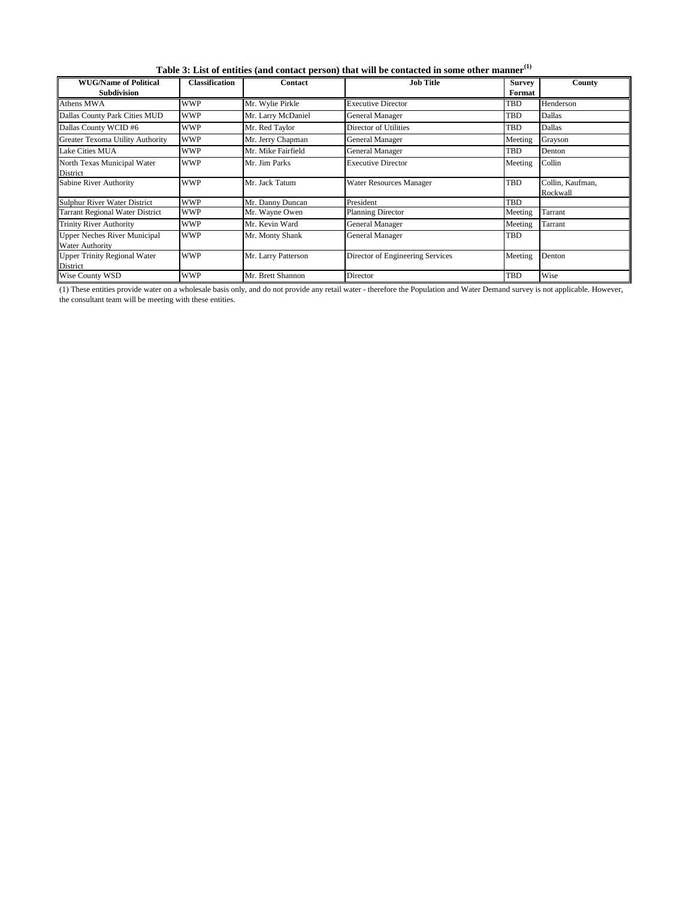**Table 3: List of entities (and contact person) that will be contacted in some other manner[(1)]**

| WUG/Name of Political Subdivision | Classification | Contact | Job Title | Survey Format | County |
|---|---|---|---|---|---|
| Athens MWA | WWP | Mr. Wylie Pirkle | Executive Director | TBD | Henderson |
| Dallas County Park Cities MUD | WWP | Mr. Larry McDaniel | General Manager | TBD | Dallas |
| Dallas County WCID #6 | WWP | Mr. Red Taylor | Director of Utilities | TBD | Dallas |
| Greater Texoma Utility Authority | WWP | Mr. Jerry Chapman | General Manager | Meeting | Grayson |
| Lake Cities MUA | WWP | Mr. Mike Fairfield | General Manager | TBD | Denton |
| North Texas Municipal Water District | WWP | Mr. Jim Parks | Executive Director | Meeting | Collin |
| Sabine River Authority | WWP | Mr. Jack Tatum | Water Resources Manager | TBD | Collin, Kaufman, Rockwall |
| Sulphur River Water District | WWP | Mr. Danny Duncan | President | TBD | |
| Tarrant Regional Water District | WWP | Mr. Wayne Owen | Planning Director | Meeting | Tarrant |
| Trinity River Authority | WWP | Mr. Kevin Ward | General Manager | Meeting | Tarrant |
| Upper Neches River Municipal Water Authority | WWP | Mr. Monty Shank | General Manager | TBD | |
| Upper Trinity Regional Water District | WWP | Mr. Larry Patterson | Director of Engineering Services | Meeting | Denton |
| Wise County WSD | WWP | Mr. Brett Shannon | Director | TBD | Wise |

(1) These entities provide water on a wholesale basis only, and do not provide any retail water - therefore the Population and Water Demand survey is not applicable. However, the consultant team will be meeting with these entities.